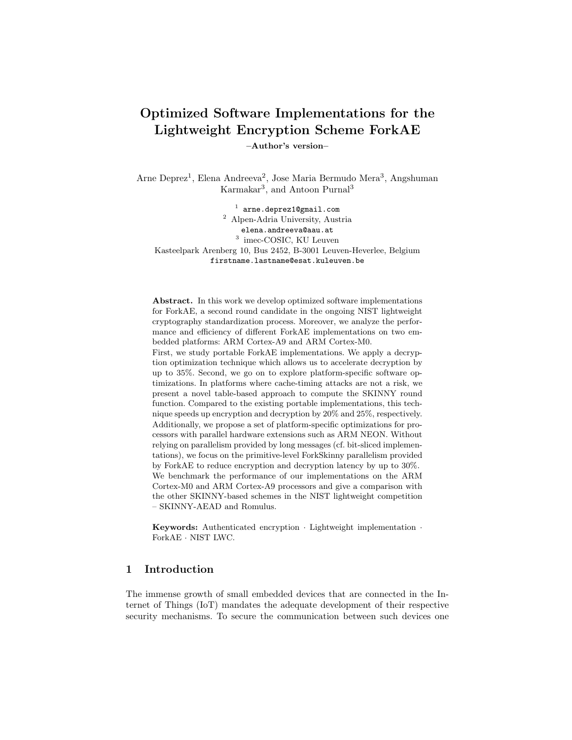# Optimized Software Implementations for the Lightweight Encryption Scheme ForkAE

**–Author's version–**

Arne Deprez[1], Elena Andreeva[2], Jose Maria Bermudo Mera[3], Angshuman Karmakar[3], and Antoon Purnal[3]

[1] arne.deprez1@gmail.com
[2] Alpen-Adria University, Austria
elena.andreeva@aau.at
[3] imec-COSIC, KU Leuven
Kasteelpark Arenberg 10, Bus 2452, B-3001 Leuven-Heverlee, Belgium
firstname.lastname@esat.kuleuven.be

**Abstract.** In this work we develop optimized software implementations for ForkAE, a second round candidate in the ongoing NIST lightweight cryptography standardization process. Moreover, we analyze the performance and efficiency of different ForkAE implementations on two embedded platforms: ARM Cortex-A9 and ARM Cortex-M0.
First, we study portable ForkAE implementations. We apply a decryption optimization technique which allows us to accelerate decryption by up to 35%. Second, we go on to explore platform-specific software optimizations. In platforms where cache-timing attacks are not a risk, we present a novel table-based approach to compute the SKINNY round function. Compared to the existing portable implementations, this technique speeds up encryption and decryption by 20% and 25%, respectively. Additionally, we propose a set of platform-specific optimizations for processors with parallel hardware extensions such as ARM NEON. Without relying on parallelism provided by long messages (cf. bit-sliced implementations), we focus on the primitive-level ForkSkinny parallelism provided by ForkAE to reduce encryption and decryption latency by up to 30%.
We benchmark the performance of our implementations on the ARM Cortex-M0 and ARM Cortex-A9 processors and give a comparison with the other SKINNY-based schemes in the NIST lightweight competition – SKINNY-AEAD and Romulus.

**Keywords:** Authenticated encryption · Lightweight implementation · ForkAE · NIST LWC.

## 1 Introduction

The immense growth of small embedded devices that are connected in the Internet of Things (IoT) mandates the adequate development of their respective security mechanisms. To secure the communication between such devices one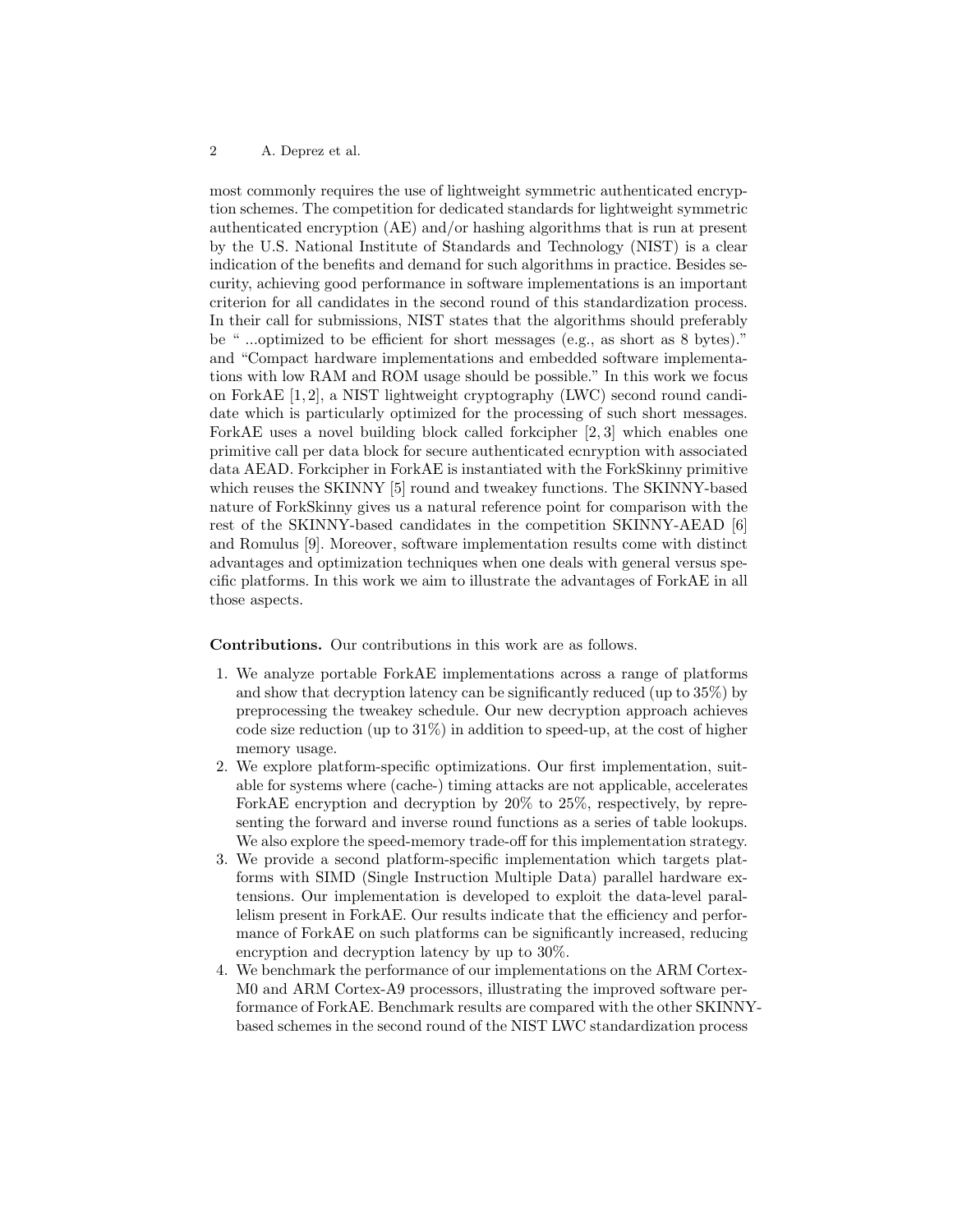most commonly requires the use of lightweight symmetric authenticated encryption schemes. The competition for dedicated standards for lightweight symmetric authenticated encryption (AE) and/or hashing algorithms that is run at present by the U.S. National Institute of Standards and Technology (NIST) is a clear indication of the benefits and demand for such algorithms in practice. Besides security, achieving good performance in software implementations is an important criterion for all candidates in the second round of this standardization process. In their call for submissions, NIST states that the algorithms should preferably be " ...optimized to be efficient for short messages (e.g., as short as 8 bytes)." and "Compact hardware implementations and embedded software implementations with low RAM and ROM usage should be possible." In this work we focus on ForkAE [1, 2], a NIST lightweight cryptography (LWC) second round candidate which is particularly optimized for the processing of such short messages. ForkAE uses a novel building block called forkcipher [2, 3] which enables one primitive call per data block for secure authenticated ecnryption with associated data AEAD. Forkcipher in ForkAE is instantiated with the ForkSkinny primitive which reuses the SKINNY [5] round and tweakey functions. The SKINNY-based nature of ForkSkinny gives us a natural reference point for comparison with the rest of the SKINNY-based candidates in the competition SKINNY-AEAD [6] and Romulus [9]. Moreover, software implementation results come with distinct advantages and optimization techniques when one deals with general versus specific platforms. In this work we aim to illustrate the advantages of ForkAE in all those aspects.

**Contributions.** Our contributions in this work are as follows.

1. We analyze portable ForkAE implementations across a range of platforms and show that decryption latency can be significantly reduced (up to 35%) by preprocessing the tweakey schedule. Our new decryption approach achieves code size reduction (up to 31%) in addition to speed-up, at the cost of higher memory usage.
2. We explore platform-specific optimizations. Our first implementation, suitable for systems where (cache-) timing attacks are not applicable, accelerates ForkAE encryption and decryption by 20% to 25%, respectively, by representing the forward and inverse round functions as a series of table lookups. We also explore the speed-memory trade-off for this implementation strategy.
3. We provide a second platform-specific implementation which targets platforms with SIMD (Single Instruction Multiple Data) parallel hardware extensions. Our implementation is developed to exploit the data-level parallelism present in ForkAE. Our results indicate that the efficiency and performance of ForkAE on such platforms can be significantly increased, reducing encryption and decryption latency by up to 30%.
4. We benchmark the performance of our implementations on the ARM Cortex-M0 and ARM Cortex-A9 processors, illustrating the improved software performance of ForkAE. Benchmark results are compared with the other SKINNY-based schemes in the second round of the NIST LWC standardization process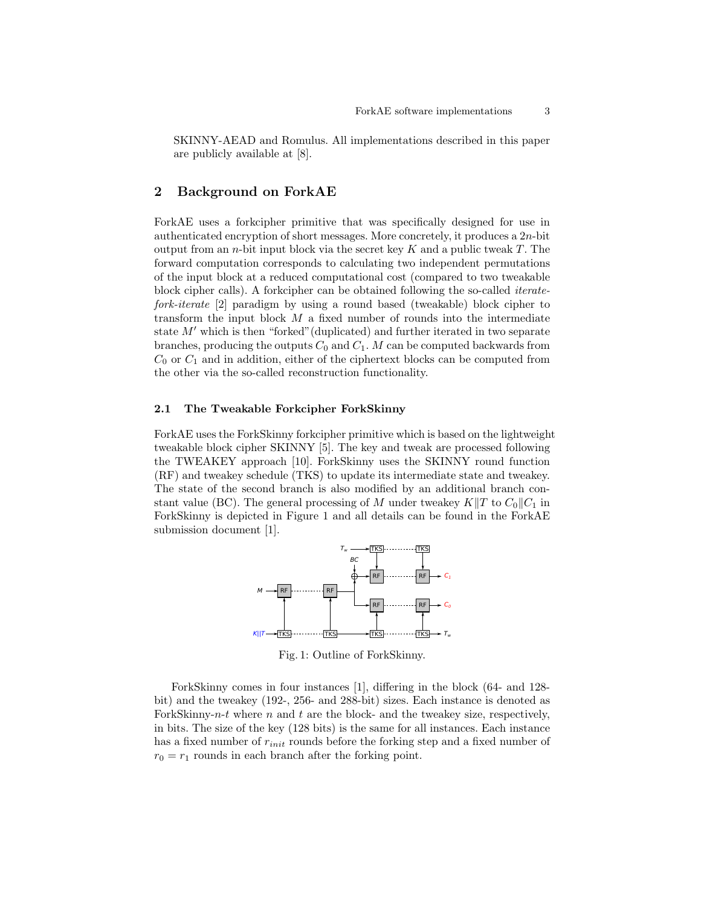SKINNY-AEAD and Romulus. All implementations described in this paper are publicly available at [8].

## 2 Background on ForkAE

ForkAE uses a forkcipher primitive that was specifically designed for use in authenticated encryption of short messages. More concretely, it produces a $2n$-bit output from an $n$-bit input block via the secret key $K$ and a public tweak $T$. The forward computation corresponds to calculating two independent permutations of the input block at a reduced computational cost (compared to two tweakable block cipher calls). A forkcipher can be obtained following the so-called *iterate-fork-iterate* [2] paradigm by using a round based (tweakable) block cipher to transform the input block $M$ a fixed number of rounds into the intermediate state $M'$ which is then "forked"(duplicated) and further iterated in two separate branches, producing the outputs $C_0$ and $C_1$. $M$ can be computed backwards from $C_0$ or $C_1$ and in addition, either of the ciphertext blocks can be computed from the other via the so-called reconstruction functionality.

### 2.1 The Tweakable Forkcipher ForkSkinny

ForkAE uses the ForkSkinny forkcipher primitive which is based on the lightweight tweakable block cipher SKINNY [5]. The key and tweak are processed following the TWEAKEY approach [10]. ForkSkinny uses the SKINNY round function (RF) and tweakey schedule (TKS) to update its intermediate state and tweakey. The state of the second branch is also modified by an additional branch constant value (BC). The general processing of $M$ under tweakey $K\|T$ to $C_0\|C_1$ in ForkSkinny is depicted in Figure 1 and all details can be found in the ForkAE submission document [1].

Fig. 1: Outline of ForkSkinny.

ForkSkinny comes in four instances [1], differing in the block (64- and 128-bit) and the tweakey (192-, 256- and 288-bit) sizes. Each instance is denoted as ForkSkinny-$n$-$t$ where $n$ and $t$ are the block- and the tweakey size, respectively, in bits. The size of the key (128 bits) is the same for all instances. Each instance has a fixed number of $r_{init}$ rounds before the forking step and a fixed number of $r_0 = r_1$ rounds in each branch after the forking point.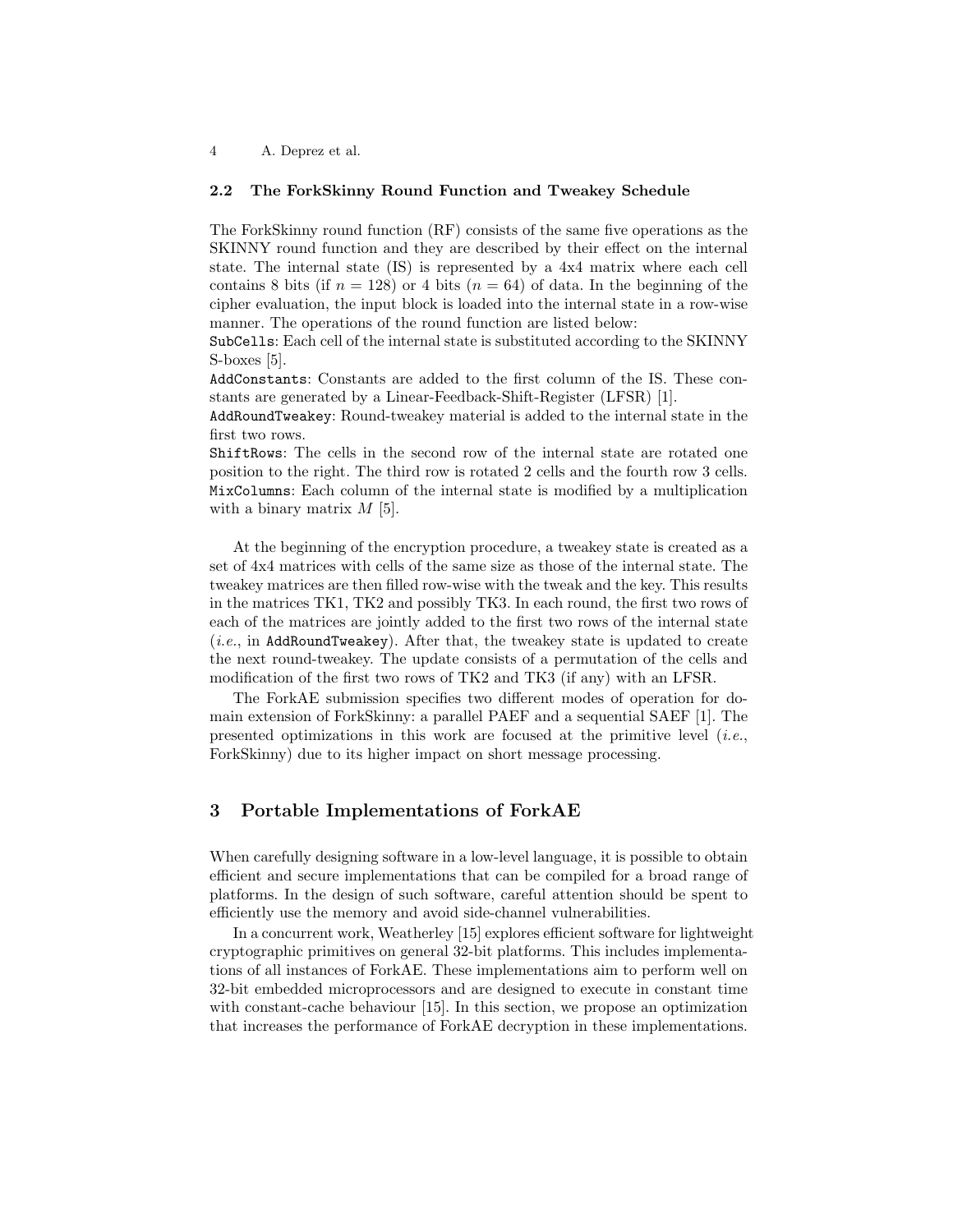### 2.2 The ForkSkinny Round Function and Tweakey Schedule

The ForkSkinny round function (RF) consists of the same five operations as the SKINNY round function and they are described by their effect on the internal state. The internal state (IS) is represented by a 4x4 matrix where each cell contains 8 bits (if $n = 128$) or 4 bits ($n = 64$) of data. In the beginning of the cipher evaluation, the input block is loaded into the internal state in a row-wise manner. The operations of the round function are listed below:

`SubCells`: Each cell of the internal state is substituted according to the SKINNY S-boxes [5].

`AddConstants`: Constants are added to the first column of the IS. These constants are generated by a Linear-Feedback-Shift-Register (LFSR) [1].

`AddRoundTweakey`: Round-tweakey material is added to the internal state in the first two rows.

`ShiftRows`: The cells in the second row of the internal state are rotated one position to the right. The third row is rotated 2 cells and the fourth row 3 cells.

`MixColumns`: Each column of the internal state is modified by a multiplication with a binary matrix $M$ [5].

At the beginning of the encryption procedure, a tweakey state is created as a set of 4x4 matrices with cells of the same size as those of the internal state. The tweakey matrices are then filled row-wise with the tweak and the key. This results in the matrices TK1, TK2 and possibly TK3. In each round, the first two rows of each of the matrices are jointly added to the first two rows of the internal state (*i.e.*, in `AddRoundTweakey`). After that, the tweakey state is updated to create the next round-tweakey. The update consists of a permutation of the cells and modification of the first two rows of TK2 and TK3 (if any) with an LFSR.

The ForkAE submission specifies two different modes of operation for domain extension of ForkSkinny: a parallel PAEF and a sequential SAEF [1]. The presented optimizations in this work are focused at the primitive level (*i.e.*, ForkSkinny) due to its higher impact on short message processing.

## 3 Portable Implementations of ForkAE

When carefully designing software in a low-level language, it is possible to obtain efficient and secure implementations that can be compiled for a broad range of platforms. In the design of such software, careful attention should be spent to efficiently use the memory and avoid side-channel vulnerabilities.

In a concurrent work, Weatherley [15] explores efficient software for lightweight cryptographic primitives on general 32-bit platforms. This includes implementations of all instances of ForkAE. These implementations aim to perform well on 32-bit embedded microprocessors and are designed to execute in constant time with constant-cache behaviour [15]. In this section, we propose an optimization that increases the performance of ForkAE decryption in these implementations.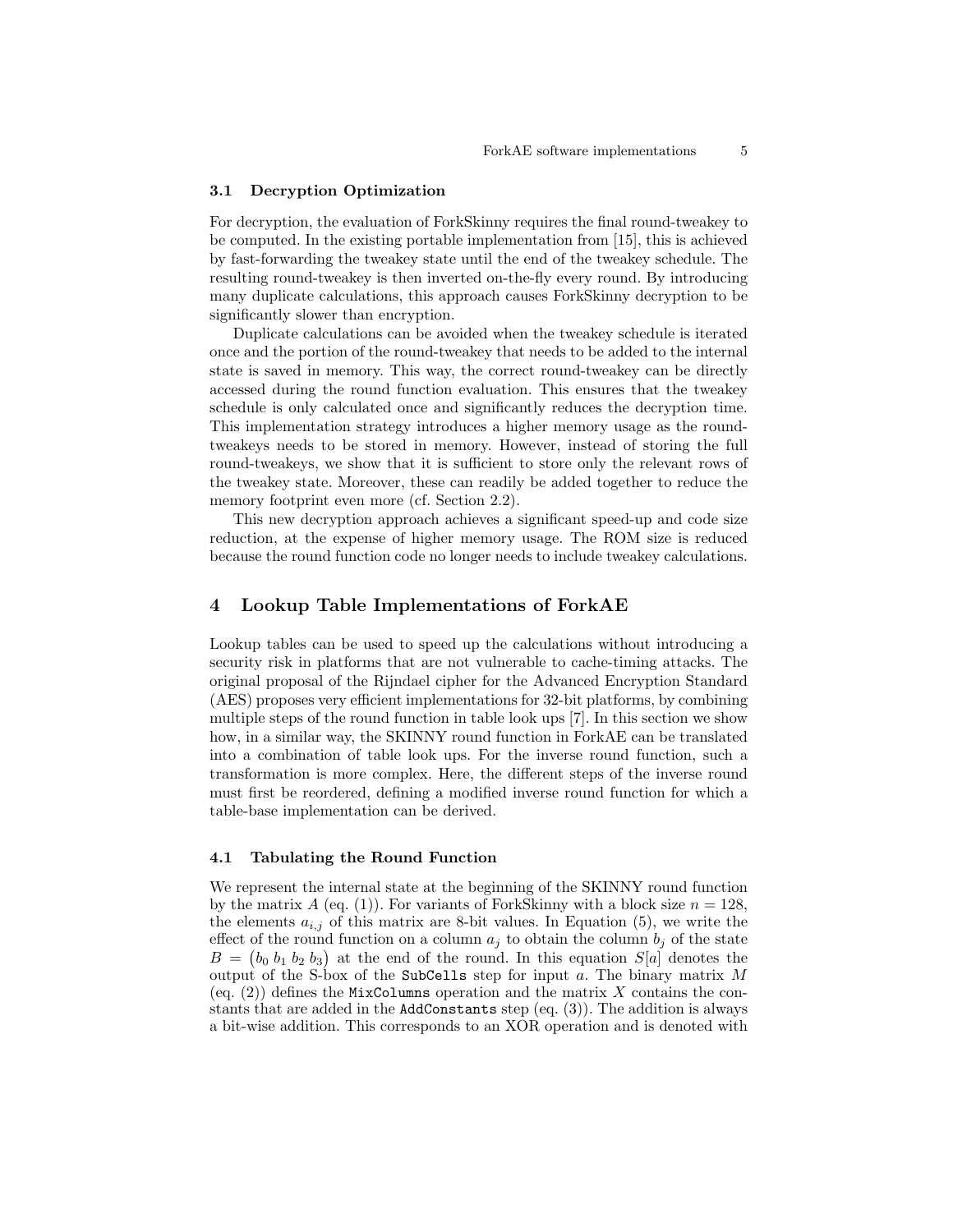### 3.1 Decryption Optimization

For decryption, the evaluation of ForkSkinny requires the final round-tweakey to be computed. In the existing portable implementation from [15], this is achieved by fast-forwarding the tweakey state until the end of the tweakey schedule. The resulting round-tweakey is then inverted on-the-fly every round. By introducing many duplicate calculations, this approach causes ForkSkinny decryption to be significantly slower than encryption.

Duplicate calculations can be avoided when the tweakey schedule is iterated once and the portion of the round-tweakey that needs to be added to the internal state is saved in memory. This way, the correct round-tweakey can be directly accessed during the round function evaluation. This ensures that the tweakey schedule is only calculated once and significantly reduces the decryption time. This implementation strategy introduces a higher memory usage as the round-tweakeys needs to be stored in memory. However, instead of storing the full round-tweakeys, we show that it is sufficient to store only the relevant rows of the tweakey state. Moreover, these can readily be added together to reduce the memory footprint even more (cf. Section 2.2).

This new decryption approach achieves a significant speed-up and code size reduction, at the expense of higher memory usage. The ROM size is reduced because the round function code no longer needs to include tweakey calculations.

## 4 Lookup Table Implementations of ForkAE

Lookup tables can be used to speed up the calculations without introducing a security risk in platforms that are not vulnerable to cache-timing attacks. The original proposal of the Rijndael cipher for the Advanced Encryption Standard (AES) proposes very efficient implementations for 32-bit platforms, by combining multiple steps of the round function in table look ups [7]. In this section we show how, in a similar way, the SKINNY round function in ForkAE can be translated into a combination of table look ups. For the inverse round function, such a transformation is more complex. Here, the different steps of the inverse round must first be reordered, defining a modified inverse round function for which a table-base implementation can be derived.

### 4.1 Tabulating the Round Function

We represent the internal state at the beginning of the SKINNY round function by the matrix $A$ (eq. (1)). For variants of ForkSkinny with a block size $n = 128$, the elements $a_{i,j}$ of this matrix are 8-bit values. In Equation (5), we write the effect of the round function on a column $a_j$ to obtain the column $b_j$ of the state $B = \begin{pmatrix} b_0 \; b_1 \; b_2 \; b_3 \end{pmatrix}$ at the end of the round. In this equation $S[a]$ denotes the output of the S-box of the `SubCells` step for input $a$. The binary matrix $M$ (eq. (2)) defines the `MixColumns` operation and the matrix $X$ contains the constants that are added in the `AddConstants` step (eq. (3)). The addition is always a bit-wise addition. This corresponds to an XOR operation and is denoted with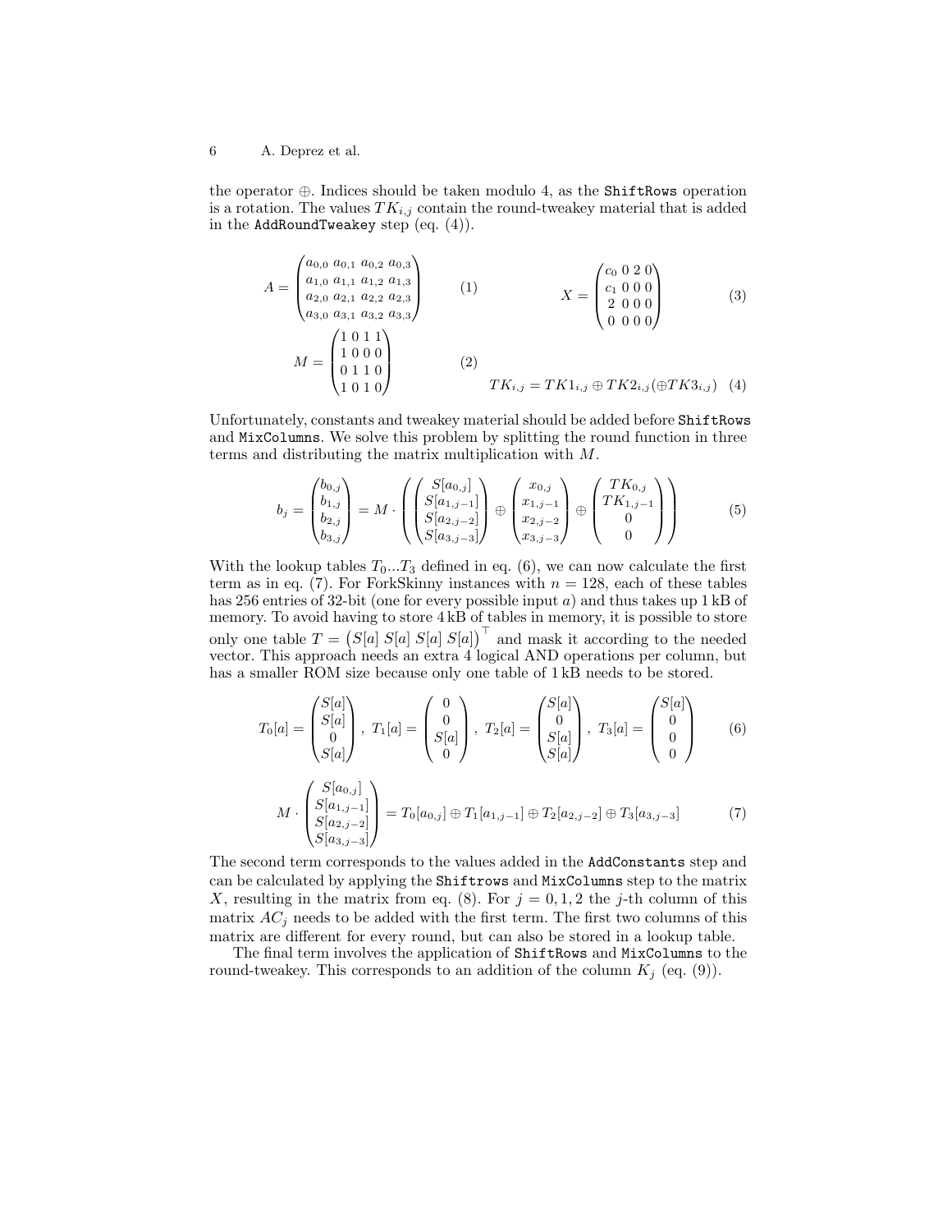the operator $\oplus$. Indices should be taken modulo 4, as the `ShiftRows` operation is a rotation. The values $TK_{i,j}$ contain the round-tweakey material that is added in the `AddRoundTweakey` step (eq. (4)).

$$A = \begin{pmatrix} a_{0,0} & a_{0,1} & a_{0,2} & a_{0,3} \\ a_{1,0} & a_{1,1} & a_{1,2} & a_{1,3} \\ a_{2,0} & a_{2,1} & a_{2,2} & a_{2,3} \\ a_{3,0} & a_{3,1} & a_{3,2} & a_{3,3} \end{pmatrix} \quad (1) \qquad X = \begin{pmatrix} c_0 & 0 & 2 & 0 \\ c_1 & 0 & 0 & 0 \\ 2 & 0 & 0 & 0 \\ 0 & 0 & 0 & 0 \end{pmatrix} \quad (3)$$

$$M = \begin{pmatrix} 1 & 0 & 1 & 1 \\ 1 & 0 & 0 & 0 \\ 0 & 1 & 1 & 0 \\ 1 & 0 & 1 & 0 \end{pmatrix} \quad (2) \qquad TK_{i,j} = TK1_{i,j} \oplus TK2_{i,j} (\oplus TK3_{i,j}) \quad (4)$$

Unfortunately, constants and tweakey material should be added before `ShiftRows` and `MixColumns`. We solve this problem by splitting the round function in three terms and distributing the matrix multiplication with $M$.

$$b_j = \begin{pmatrix} b_{0,j} \\ b_{1,j} \\ b_{2,j} \\ b_{3,j} \end{pmatrix} = M \cdot \left( \begin{pmatrix} S[a_{0,j}] \\ S[a_{1,j-1}] \\ S[a_{2,j-2}] \\ S[a_{3,j-3}] \end{pmatrix} \oplus \begin{pmatrix} x_{0,j} \\ x_{1,j-1} \\ x_{2,j-2} \\ x_{3,j-3} \end{pmatrix} \oplus \begin{pmatrix} TK_{0,j} \\ TK_{1,j-1} \\ 0 \\ 0 \end{pmatrix} \right) \quad (5)$$

With the lookup tables $T_0 ... T_3$ defined in eq. (6), we can now calculate the first term as in eq. (7). For ForkSkinny instances with $n = 128$, each of these tables has 256 entries of 32-bit (one for every possible input $a$) and thus takes up 1 kB of memory. To avoid having to store 4 kB of tables in memory, it is possible to store only one table $T = \begin{pmatrix} S[a] & S[a] & S[a] & S[a] \end{pmatrix}^\top$ and mask it according to the needed vector. This approach needs an extra 4 logical AND operations per column, but has a smaller ROM size because only one table of 1 kB needs to be stored.

$$T_0[a] = \begin{pmatrix} S[a] \\ S[a] \\ 0 \\ S[a] \end{pmatrix}, \ T_1[a] = \begin{pmatrix} 0 \\ 0 \\ S[a] \\ 0 \end{pmatrix}, \ T_2[a] = \begin{pmatrix} S[a] \\ 0 \\ S[a] \\ S[a] \end{pmatrix}, \ T_3[a] = \begin{pmatrix} S[a] \\ 0 \\ 0 \\ 0 \end{pmatrix} \quad (6)$$

$$M \cdot \begin{pmatrix} S[a_{0,j}] \\ S[a_{1,j-1}] \\ S[a_{2,j-2}] \\ S[a_{3,j-3}] \end{pmatrix} = T_0[a_{0,j}] \oplus T_1[a_{1,j-1}] \oplus T_2[a_{2,j-2}] \oplus T_3[a_{3,j-3}] \quad (7)$$

The second term corresponds to the values added in the `AddConstants` step and can be calculated by applying the `Shiftrows` and `MixColumns` step to the matrix $X$, resulting in the matrix from eq. (8). For $j = 0, 1, 2$ the $j$-th column of this matrix $AC_j$ needs to be added with the first term. The first two columns of this matrix are different for every round, but can also be stored in a lookup table.

The final term involves the application of `ShiftRows` and `MixColumns` to the round-tweakey. This corresponds to an addition of the column $K_j$ (eq. (9)).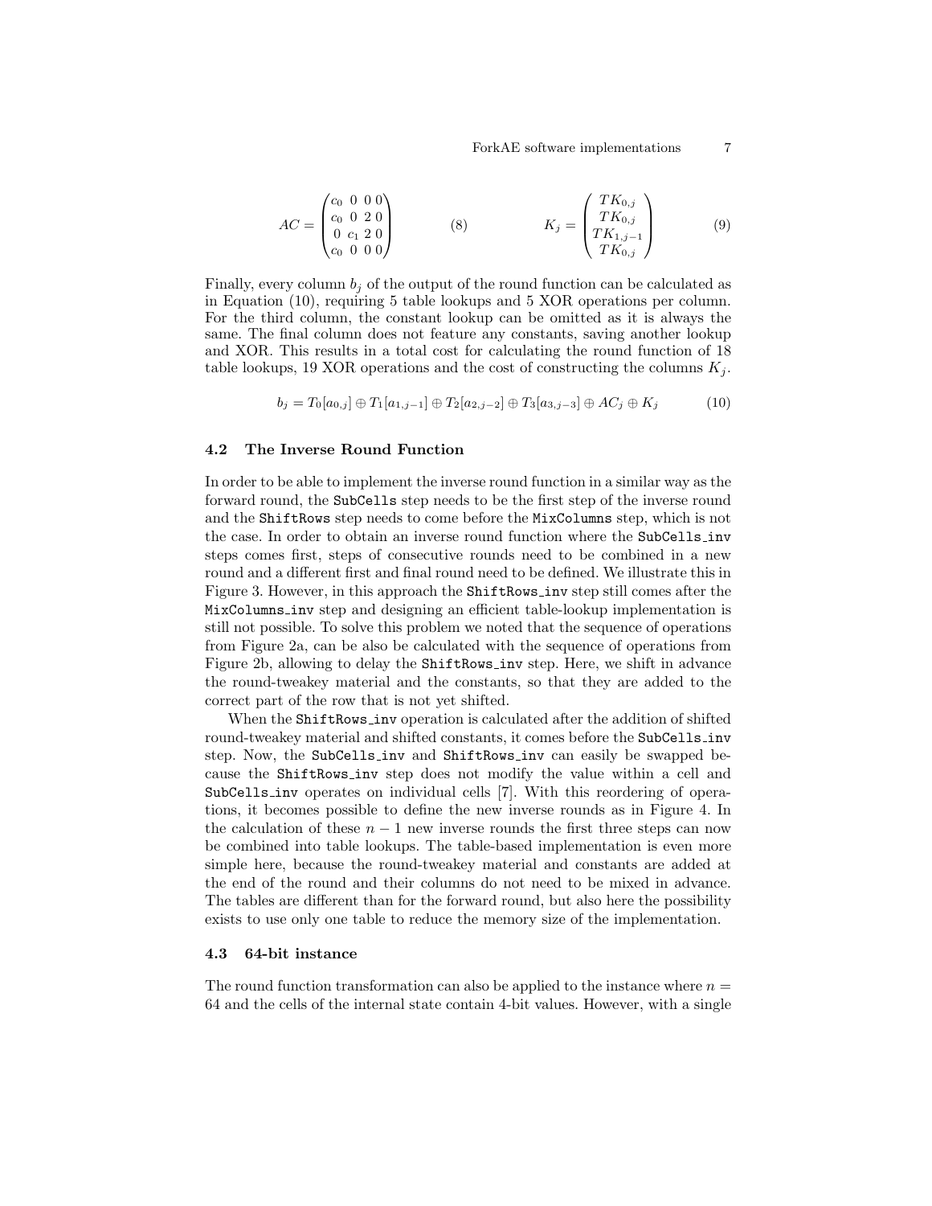$$AC = \begin{pmatrix} c_0 & 0 & 0 & 0 \\ c_0 & 0 & 2 & 0 \\ 0 & c_1 & 2 & 0 \\ c_0 & 0 & 0 & 0 \end{pmatrix} \quad (8) \qquad K_j = \begin{pmatrix} TK_{0,j} \\ TK_{0,j} \\ TK_{1,j-1} \\ TK_{0,j} \end{pmatrix} \quad (9)$$

Finally, every column $b_j$ of the output of the round function can be calculated as in Equation (10), requiring 5 table lookups and 5 XOR operations per column. For the third column, the constant lookup can be omitted as it is always the same. The final column does not feature any constants, saving another lookup and XOR. This results in a total cost for calculating the round function of 18 table lookups, 19 XOR operations and the cost of constructing the columns $K_j$.

$$b_j = T_0[a_{0,j}] \oplus T_1[a_{1,j-1}] \oplus T_2[a_{2,j-2}] \oplus T_3[a_{3,j-3}] \oplus AC_j \oplus K_j \quad (10)$$

### 4.2 The Inverse Round Function

In order to be able to implement the inverse round function in a similar way as the forward round, the `SubCells` step needs to be the first step of the inverse round and the `ShiftRows` step needs to come before the `MixColumns` step, which is not the case. In order to obtain an inverse round function where the `SubCells_inv` steps comes first, steps of consecutive rounds need to be combined in a new round and a different first and final round need to be defined. We illustrate this in Figure 3. However, in this approach the `ShiftRows_inv` step still comes after the `MixColumns_inv` step and designing an efficient table-lookup implementation is still not possible. To solve this problem we noted that the sequence of operations from Figure 2a, can be also be calculated with the sequence of operations from Figure 2b, allowing to delay the `ShiftRows_inv` step. Here, we shift in advance the round-tweakey material and the constants, so that they are added to the correct part of the row that is not yet shifted.

When the `ShiftRows_inv` operation is calculated after the addition of shifted round-tweakey material and shifted constants, it comes before the `SubCells_inv` step. Now, the `SubCells_inv` and `ShiftRows_inv` can easily be swapped because the `ShiftRows_inv` step does not modify the value within a cell and `SubCells_inv` operates on individual cells [7]. With this reordering of operations, it becomes possible to define the new inverse rounds as in Figure 4. In the calculation of these $n-1$ new inverse rounds the first three steps can now be combined into table lookups. The table-based implementation is even more simple here, because the round-tweakey material and constants are added at the end of the round and their columns do not need to be mixed in advance. The tables are different than for the forward round, but also here the possibility exists to use only one table to reduce the memory size of the implementation.

### 4.3 64-bit instance

The round function transformation can also be applied to the instance where $n = 64$ and the cells of the internal state contain 4-bit values. However, with a single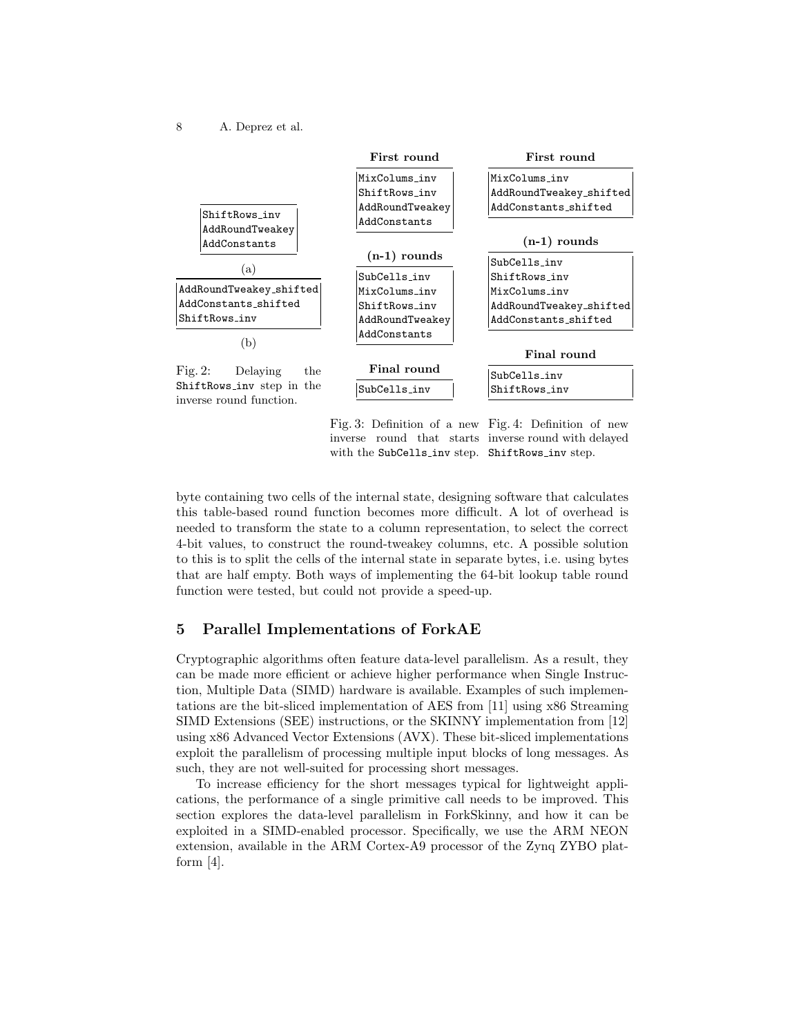```
ShiftRows_inv
AddRoundTweakey
AddConstants
```

(a)

```
AddRoundTweakey_shifted
AddConstants_shifted
ShiftRows_inv
```

(b)

Fig. 2: Delaying the ShiftRows_inv step in the inverse round function.

**First round**

```
MixColums_inv
ShiftRows_inv
AddRoundTweakey
AddConstants
```

**(n-1) rounds**

```
SubCells_inv
MixColums_inv
ShiftRows_inv
AddRoundTweakey
AddConstants
```

**Final round**

```
SubCells_inv
```

Fig. 3: Definition of a new inverse round that starts with the SubCells_inv step.

**First round**

```
MixColums_inv
AddRoundTweakey_shifted
AddConstants_shifted
```

**(n-1) rounds**

```
SubCells_inv
ShiftRows_inv
MixColums_inv
AddRoundTweakey_shifted
AddConstants_shifted
```

**Final round**

```
SubCells_inv
ShiftRows_inv
```

Fig. 4: Definition of new inverse round with delayed ShiftRows_inv step.

byte containing two cells of the internal state, designing software that calculates this table-based round function becomes more difficult. A lot of overhead is needed to transform the state to a column representation, to select the correct 4-bit values, to construct the round-tweakey columns, etc. A possible solution to this is to split the cells of the internal state in separate bytes, i.e. using bytes that are half empty. Both ways of implementing the 64-bit lookup table round function were tested, but could not provide a speed-up.

## 5 Parallel Implementations of ForkAE

Cryptographic algorithms often feature data-level parallelism. As a result, they can be made more efficient or achieve higher performance when Single Instruction, Multiple Data (SIMD) hardware is available. Examples of such implementations are the bit-sliced implementation of AES from [11] using x86 Streaming SIMD Extensions (SEE) instructions, or the SKINNY implementation from [12] using x86 Advanced Vector Extensions (AVX). These bit-sliced implementations exploit the parallelism of processing multiple input blocks of long messages. As such, they are not well-suited for processing short messages.

To increase efficiency for the short messages typical for lightweight applications, the performance of a single primitive call needs to be improved. This section explores the data-level parallelism in ForkSkinny, and how it can be exploited in a SIMD-enabled processor. Specifically, we use the ARM NEON extension, available in the ARM Cortex-A9 processor of the Zynq ZYBO platform [4].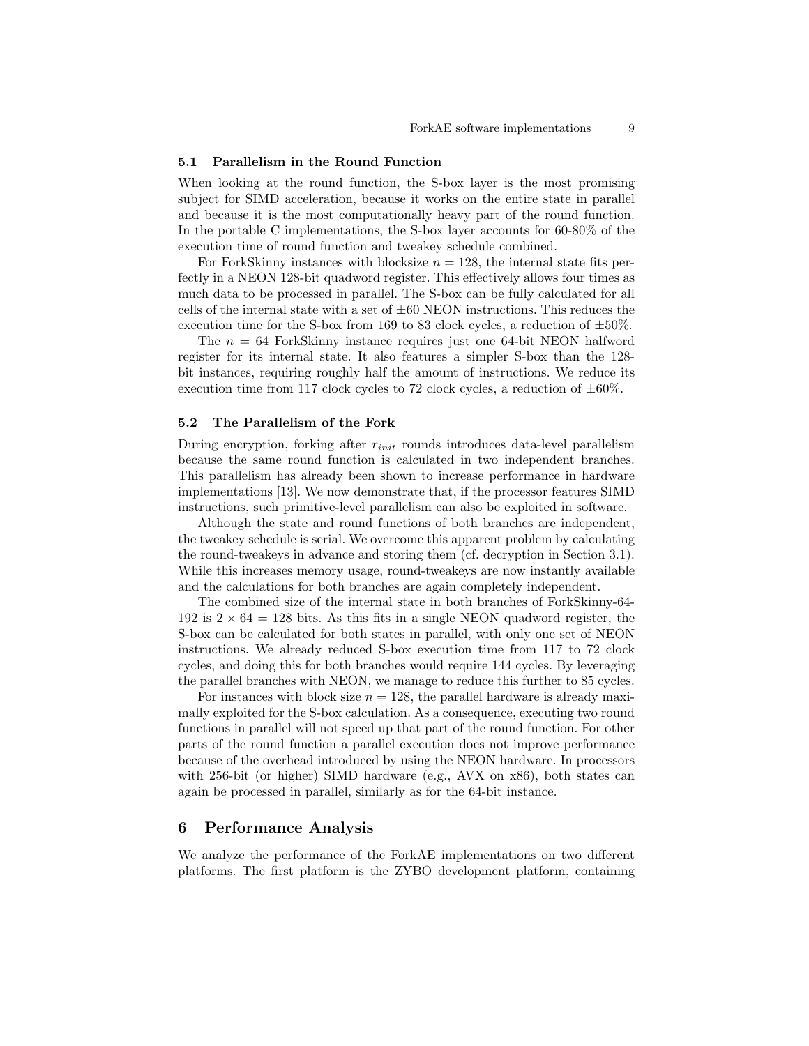### 5.1 Parallelism in the Round Function

When looking at the round function, the S-box layer is the most promising subject for SIMD acceleration, because it works on the entire state in parallel and because it is the most computationally heavy part of the round function. In the portable C implementations, the S-box layer accounts for 60-80% of the execution time of round function and tweakey schedule combined.

For ForkSkinny instances with blocksize $n = 128$, the internal state fits perfectly in a NEON 128-bit quadword register. This effectively allows four times as much data to be processed in parallel. The S-box can be fully calculated for all cells of the internal state with a set of $\pm 60$ NEON instructions. This reduces the execution time for the S-box from 169 to 83 clock cycles, a reduction of $\pm 50\%$.

The $n = 64$ ForkSkinny instance requires just one 64-bit NEON halfword register for its internal state. It also features a simpler S-box than the 128-bit instances, requiring roughly half the amount of instructions. We reduce its execution time from 117 clock cycles to 72 clock cycles, a reduction of $\pm 60\%$.

### 5.2 The Parallelism of the Fork

During encryption, forking after $r_{init}$ rounds introduces data-level parallelism because the same round function is calculated in two independent branches. This parallelism has already been shown to increase performance in hardware implementations [13]. We now demonstrate that, if the processor features SIMD instructions, such primitive-level parallelism can also be exploited in software.

Although the state and round functions of both branches are independent, the tweakey schedule is serial. We overcome this apparent problem by calculating the round-tweakeys in advance and storing them (cf. decryption in Section 3.1). While this increases memory usage, round-tweakeys are now instantly available and the calculations for both branches are again completely independent.

The combined size of the internal state in both branches of ForkSkinny-64-192 is $2 \times 64 = 128$ bits. As this fits in a single NEON quadword register, the S-box can be calculated for both states in parallel, with only one set of NEON instructions. We already reduced S-box execution time from 117 to 72 clock cycles, and doing this for both branches would require 144 cycles. By leveraging the parallel branches with NEON, we manage to reduce this further to 85 cycles.

For instances with block size $n = 128$, the parallel hardware is already maximally exploited for the S-box calculation. As a consequence, executing two round functions in parallel will not speed up that part of the round function. For other parts of the round function a parallel execution does not improve performance because of the overhead introduced by using the NEON hardware. In processors with 256-bit (or higher) SIMD hardware (e.g., AVX on x86), both states can again be processed in parallel, similarly as for the 64-bit instance.

## 6 Performance Analysis

We analyze the performance of the ForkAE implementations on two different platforms. The first platform is the ZYBO development platform, containing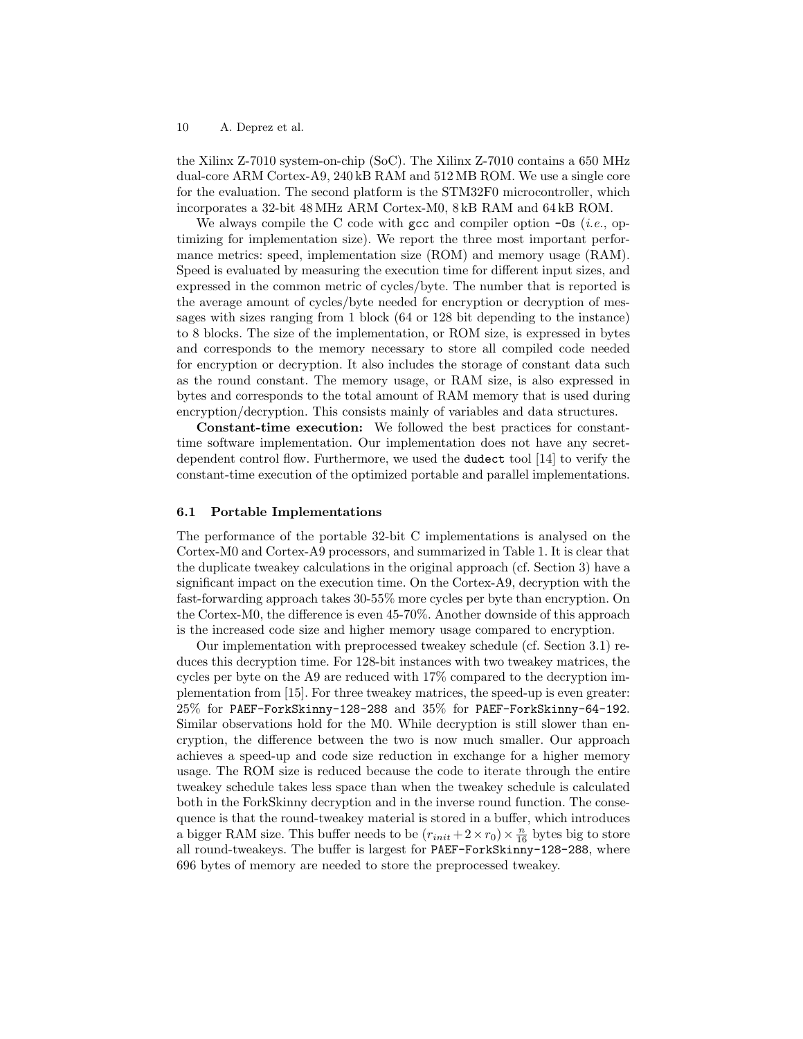the Xilinx Z-7010 system-on-chip (SoC). The Xilinx Z-7010 contains a 650 MHz dual-core ARM Cortex-A9, 240 kB RAM and 512 MB ROM. We use a single core for the evaluation. The second platform is the STM32F0 microcontroller, which incorporates a 32-bit 48 MHz ARM Cortex-M0, 8 kB RAM and 64 kB ROM.

We always compile the C code with `gcc` and compiler option `-Os` (*i.e.*, optimizing for implementation size). We report the three most important performance metrics: speed, implementation size (ROM) and memory usage (RAM). Speed is evaluated by measuring the execution time for different input sizes, and expressed in the common metric of cycles/byte. The number that is reported is the average amount of cycles/byte needed for encryption or decryption of messages with sizes ranging from 1 block (64 or 128 bit depending to the instance) to 8 blocks. The size of the implementation, or ROM size, is expressed in bytes and corresponds to the memory necessary to store all compiled code needed for encryption or decryption. It also includes the storage of constant data such as the round constant. The memory usage, or RAM size, is also expressed in bytes and corresponds to the total amount of RAM memory that is used during encryption/decryption. This consists mainly of variables and data structures.

**Constant-time execution:** We followed the best practices for constant-time software implementation. Our implementation does not have any secret-dependent control flow. Furthermore, we used the `dudect` tool [14] to verify the constant-time execution of the optimized portable and parallel implementations.

### 6.1 Portable Implementations

The performance of the portable 32-bit C implementations is analysed on the Cortex-M0 and Cortex-A9 processors, and summarized in Table 1. It is clear that the duplicate tweakey calculations in the original approach (cf. Section 3) have a significant impact on the execution time. On the Cortex-A9, decryption with the fast-forwarding approach takes 30-55% more cycles per byte than encryption. On the Cortex-M0, the difference is even 45-70%. Another downside of this approach is the increased code size and higher memory usage compared to encryption.

Our implementation with preprocessed tweakey schedule (cf. Section 3.1) reduces this decryption time. For 128-bit instances with two tweakey matrices, the cycles per byte on the A9 are reduced with 17% compared to the decryption implementation from [15]. For three tweakey matrices, the speed-up is even greater: 25% for `PAEF-ForkSkinny-128-288` and 35% for `PAEF-ForkSkinny-64-192`. Similar observations hold for the M0. While decryption is still slower than encryption, the difference between the two is now much smaller. Our approach achieves a speed-up and code size reduction in exchange for a higher memory usage. The ROM size is reduced because the code to iterate through the entire tweakey schedule takes less space than when the tweakey schedule is calculated both in the ForkSkinny decryption and in the inverse round function. The consequence is that the round-tweakey material is stored in a buffer, which introduces a bigger RAM size. This buffer needs to be $(r_{init} + 2 \times r_0) \times \frac{n}{16}$ bytes big to store all round-tweakeys. The buffer is largest for `PAEF-ForkSkinny-128-288`, where 696 bytes of memory are needed to store the preprocessed tweakey.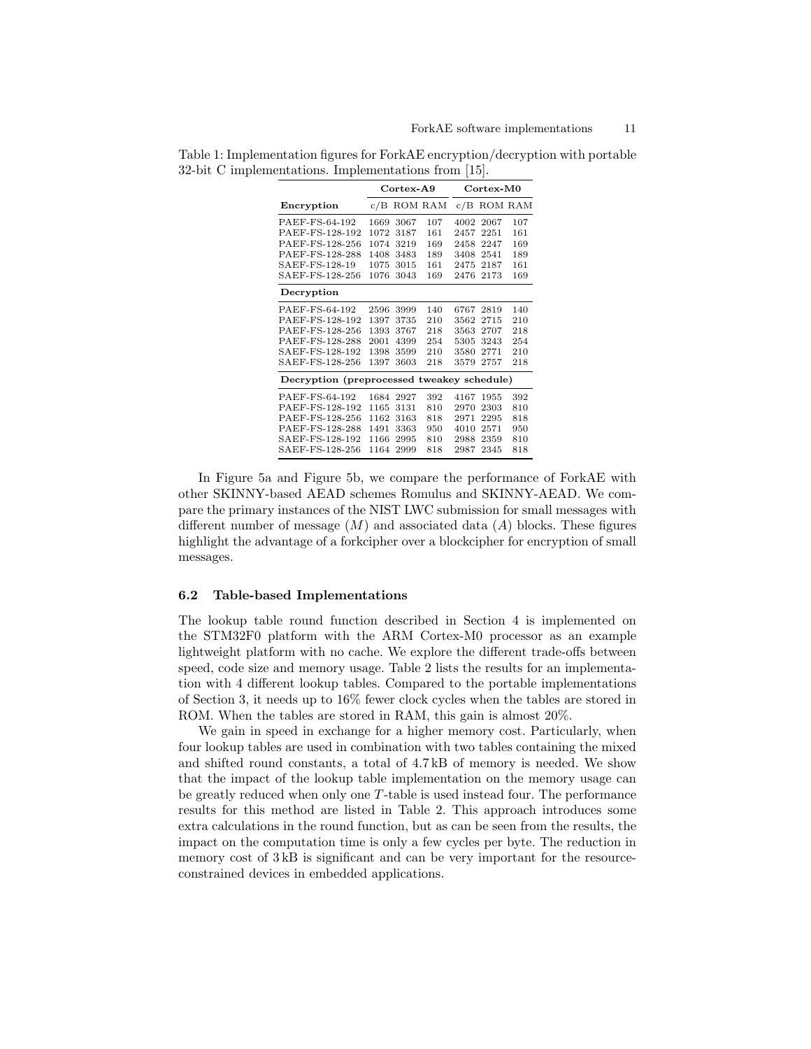Table 1: Implementation figures for ForkAE encryption/decryption with portable 32-bit C implementations. Implementations from [15].

| | Cortex-A9 | | | Cortex-M0 | | |
|---|---|---|---|---|---|---|
| **Encryption** | c/B | ROM | RAM | c/B | ROM | RAM |
| PAEF-FS-64-192 | 1669 | 3067 | 107 | 4002 | 2067 | 107 |
| PAEF-FS-128-192 | 1072 | 3187 | 161 | 2457 | 2251 | 161 |
| PAEF-FS-128-256 | 1074 | 3219 | 169 | 2458 | 2247 | 169 |
| PAEF-FS-128-288 | 1408 | 3483 | 189 | 3408 | 2541 | 189 |
| SAEF-FS-128-19 | 1075 | 3015 | 161 | 2475 | 2187 | 161 |
| SAEF-FS-128-256 | 1076 | 3043 | 169 | 2476 | 2173 | 169 |
| **Decryption** | | | | | | |
| PAEF-FS-64-192 | 2596 | 3999 | 140 | 6767 | 2819 | 140 |
| PAEF-FS-128-192 | 1397 | 3735 | 210 | 3562 | 2715 | 210 |
| PAEF-FS-128-256 | 1393 | 3767 | 218 | 3563 | 2707 | 218 |
| PAEF-FS-128-288 | 2001 | 4399 | 254 | 5305 | 3243 | 254 |
| SAEF-FS-128-192 | 1398 | 3599 | 210 | 3580 | 2771 | 210 |
| SAEF-FS-128-256 | 1397 | 3603 | 218 | 3579 | 2757 | 218 |
| **Decryption (preprocessed tweakey schedule)** | | | | | | |
| PAEF-FS-64-192 | 1684 | 2927 | 392 | 4167 | 1955 | 392 |
| PAEF-FS-128-192 | 1165 | 3131 | 810 | 2970 | 2303 | 810 |
| PAEF-FS-128-256 | 1162 | 3163 | 818 | 2971 | 2295 | 818 |
| PAEF-FS-128-288 | 1491 | 3363 | 950 | 4010 | 2571 | 950 |
| SAEF-FS-128-192 | 1166 | 2995 | 810 | 2988 | 2359 | 810 |
| SAEF-FS-128-256 | 1164 | 2999 | 818 | 2987 | 2345 | 818 |

In Figure 5a and Figure 5b, we compare the performance of ForkAE with other SKINNY-based AEAD schemes Romulus and SKINNY-AEAD. We compare the primary instances of the NIST LWC submission for small messages with different number of message ($M$) and associated data ($A$) blocks. These figures highlight the advantage of a forkcipher over a blockcipher for encryption of small messages.

### 6.2 Table-based Implementations

The lookup table round function described in Section 4 is implemented on the STM32F0 platform with the ARM Cortex-M0 processor as an example lightweight platform with no cache. We explore the different trade-offs between speed, code size and memory usage. Table 2 lists the results for an implementation with 4 different lookup tables. Compared to the portable implementations of Section 3, it needs up to 16% fewer clock cycles when the tables are stored in ROM. When the tables are stored in RAM, this gain is almost 20%.

We gain in speed in exchange for a higher memory cost. Particularly, when four lookup tables are used in combination with two tables containing the mixed and shifted round constants, a total of 4.7 kB of memory is needed. We show that the impact of the lookup table implementation on the memory usage can be greatly reduced when only one $T$-table is used instead four. The performance results for this method are listed in Table 2. This approach introduces some extra calculations in the round function, but as can be seen from the results, the impact on the computation time is only a few cycles per byte. The reduction in memory cost of 3 kB is significant and can be very important for the resource-constrained devices in embedded applications.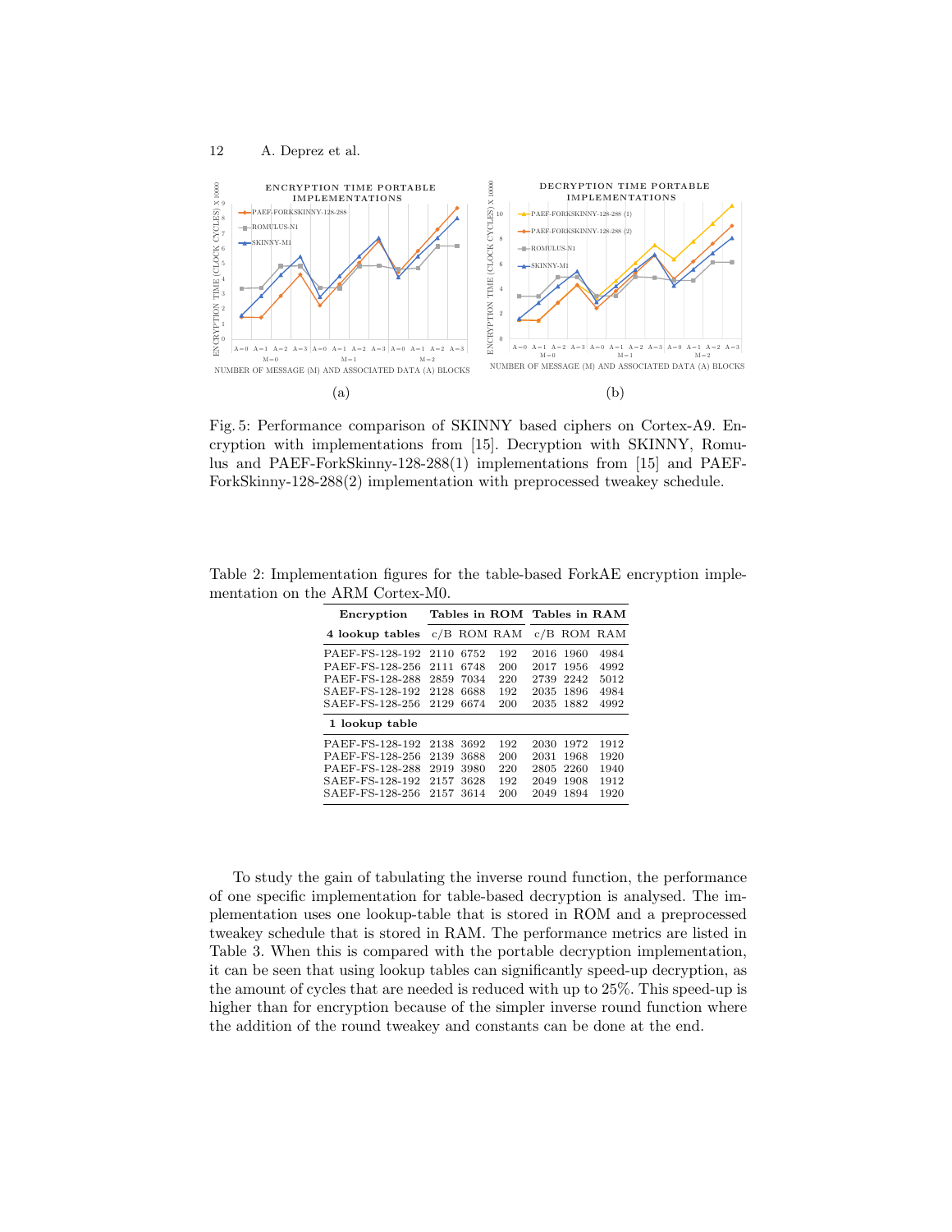Fig. 5: Performance comparison of SKINNY based ciphers on Cortex-A9. Encryption with implementations from [15]. Decryption with SKINNY, Romulus and PAEF-ForkSkinny-128-288(1) implementations from [15] and PAEF-ForkSkinny-128-288(2) implementation with preprocessed tweakey schedule.

Table 2: Implementation figures for the table-based ForkAE encryption implementation on the ARM Cortex-M0.

| Encryption | Tables in ROM | | | Tables in RAM | | |
|---|---|---|---|---|---|---|
| **4 lookup tables** | c/B | ROM | RAM | c/B | ROM | RAM |
| PAEF-FS-128-192 | 2110 | 6752 | 192 | 2016 | 1960 | 4984 |
| PAEF-FS-128-256 | 2111 | 6748 | 200 | 2017 | 1956 | 4992 |
| PAEF-FS-128-288 | 2859 | 7034 | 220 | 2739 | 2242 | 5012 |
| SAEF-FS-128-192 | 2128 | 6688 | 192 | 2035 | 1896 | 4984 |
| SAEF-FS-128-256 | 2129 | 6674 | 200 | 2035 | 1882 | 4992 |
| **1 lookup table** | | | | | | |
| PAEF-FS-128-192 | 2138 | 3692 | 192 | 2030 | 1972 | 1912 |
| PAEF-FS-128-256 | 2139 | 3688 | 200 | 2031 | 1968 | 1920 |
| PAEF-FS-128-288 | 2919 | 3980 | 220 | 2805 | 2260 | 1940 |
| SAEF-FS-128-192 | 2157 | 3628 | 192 | 2049 | 1908 | 1912 |
| SAEF-FS-128-256 | 2157 | 3614 | 200 | 2049 | 1894 | 1920 |

To study the gain of tabulating the inverse round function, the performance of one specific implementation for table-based decryption is analysed. The implementation uses one lookup-table that is stored in ROM and a preprocessed tweakey schedule that is stored in RAM. The performance metrics are listed in Table 3. When this is compared with the portable decryption implementation, it can be seen that using lookup tables can significantly speed-up decryption, as the amount of cycles that are needed is reduced with up to 25%. This speed-up is higher than for encryption because of the simpler inverse round function where the addition of the round tweakey and constants can be done at the end.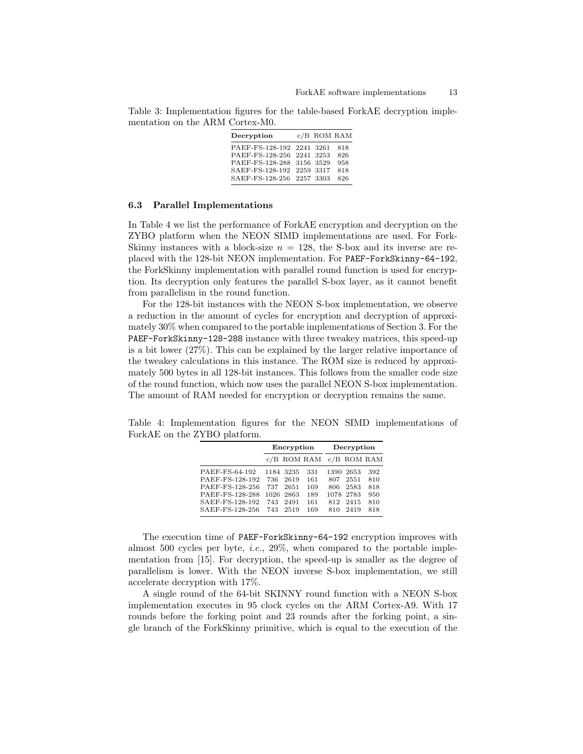Table 3: Implementation figures for the table-based ForkAE decryption implementation on the ARM Cortex-M0.

| Decryption | c/B | ROM | RAM |
|---|---|---|---|
| PAEF-FS-128-192 | 2241 | 3261 | 818 |
| PAEF-FS-128-256 | 2241 | 3253 | 826 |
| PAEF-FS-128-288 | 3156 | 3529 | 958 |
| SAEF-FS-128-192 | 2259 | 3317 | 818 |
| SAEF-FS-128-256 | 2257 | 3303 | 826 |

### 6.3 Parallel Implementations

In Table 4 we list the performance of ForkAE encryption and decryption on the ZYBO platform when the NEON SIMD implementations are used. For ForkSkinny instances with a block-size $n = 128$, the S-box and its inverse are replaced with the 128-bit NEON implementation. For `PAEF-ForkSkinny-64-192`, the ForkSkinny implementation with parallel round function is used for encryption. Its decryption only features the parallel S-box layer, as it cannot benefit from parallelism in the round function.

For the 128-bit instances with the NEON S-box implementation, we observe a reduction in the amount of cycles for encryption and decryption of approximately 30% when compared to the portable implementations of Section 3. For the `PAEF-ForkSkinny-128-288` instance with three tweakey matrices, this speed-up is a bit lower (27%). This can be explained by the larger relative importance of the tweakey calculations in this instance. The ROM size is reduced by approximately 500 bytes in all 128-bit instances. This follows from the smaller code size of the round function, which now uses the parallel NEON S-box implementation. The amount of RAM needed for encryption or decryption remains the same.

Table 4: Implementation figures for the NEON SIMD implementations of ForkAE on the ZYBO platform.

| | Encryption | | | Decryption | | |
|---|---|---|---|---|---|---|
| | c/B | ROM | RAM | c/B | ROM | RAM |
| PAEF-FS-64-192 | 1184 | 3235 | 331 | 1390 | 2653 | 392 |
| PAEF-FS-128-192 | 736 | 2619 | 161 | 807 | 2551 | 810 |
| PAEF-FS-128-256 | 737 | 2651 | 169 | 806 | 2583 | 818 |
| PAEF-FS-128-288 | 1026 | 2863 | 189 | 1078 | 2783 | 950 |
| SAEF-FS-128-192 | 743 | 2491 | 161 | 812 | 2415 | 810 |
| SAEF-FS-128-256 | 743 | 2519 | 169 | 810 | 2419 | 818 |

The execution time of `PAEF-ForkSkinny-64-192` encryption improves with almost 500 cycles per byte, *i.e.*, 29%, when compared to the portable implementation from [15]. For decryption, the speed-up is smaller as the degree of parallelism is lower. With the NEON inverse S-box implementation, we still accelerate decryption with 17%.

A single round of the 64-bit SKINNY round function with a NEON S-box implementation executes in 95 clock cycles on the ARM Cortex-A9. With 17 rounds before the forking point and 23 rounds after the forking point, a single branch of the ForkSkinny primitive, which is equal to the execution of the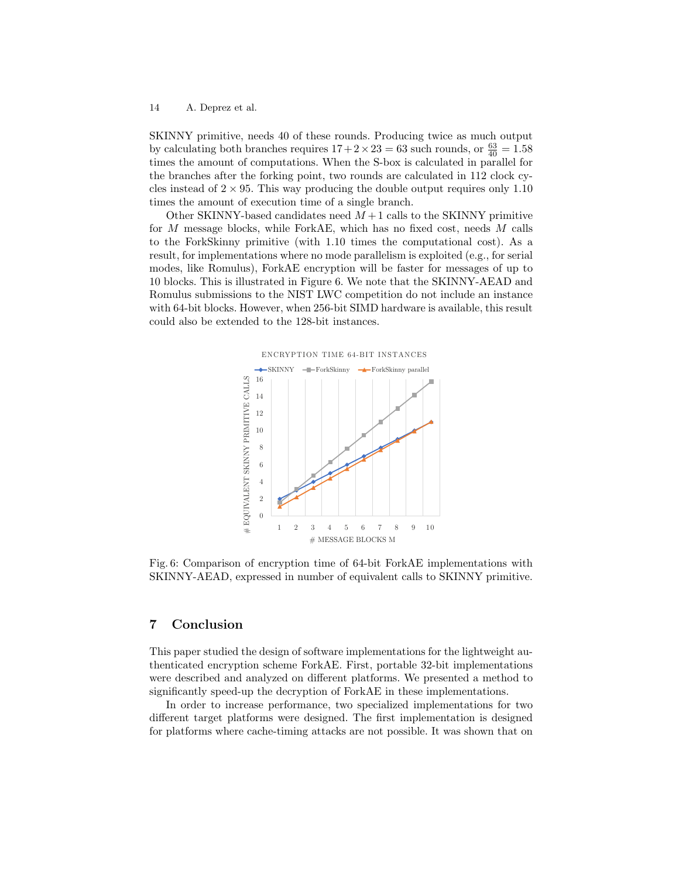SKINNY primitive, needs 40 of these rounds. Producing twice as much output by calculating both branches requires $17 + 2 \times 23 = 63$ such rounds, or $\frac{63}{40} = 1.58$ times the amount of computations. When the S-box is calculated in parallel for the branches after the forking point, two rounds are calculated in 112 clock cycles instead of $2 \times 95$. This way producing the double output requires only 1.10 times the amount of execution time of a single branch.

Other SKINNY-based candidates need $M + 1$ calls to the SKINNY primitive for $M$ message blocks, while ForkAE, which has no fixed cost, needs $M$ calls to the ForkSkinny primitive (with 1.10 times the computational cost). As a result, for implementations where no mode parallelism is exploited (e.g., for serial modes, like Romulus), ForkAE encryption will be faster for messages of up to 10 blocks. This is illustrated in Figure 6. We note that the SKINNY-AEAD and Romulus submissions to the NIST LWC competition do not include an instance with 64-bit blocks. However, when 256-bit SIMD hardware is available, this result could also be extended to the 128-bit instances.

Fig. 6: Comparison of encryption time of 64-bit ForkAE implementations with SKINNY-AEAD, expressed in number of equivalent calls to SKINNY primitive.

## 7 Conclusion

This paper studied the design of software implementations for the lightweight authenticated encryption scheme ForkAE. First, portable 32-bit implementations were described and analyzed on different platforms. We presented a method to significantly speed-up the decryption of ForkAE in these implementations.

In order to increase performance, two specialized implementations for two different target platforms were designed. The first implementation is designed for platforms where cache-timing attacks are not possible. It was shown that on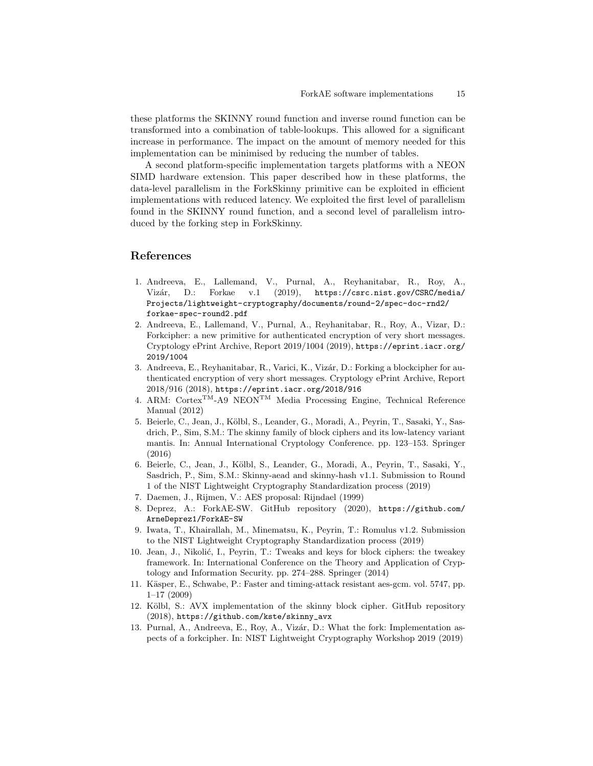these platforms the SKINNY round function and inverse round function can be transformed into a combination of table-lookups. This allowed for a significant increase in performance. The impact on the amount of memory needed for this implementation can be minimised by reducing the number of tables.

A second platform-specific implementation targets platforms with a NEON SIMD hardware extension. This paper described how in these platforms, the data-level parallelism in the ForkSkinny primitive can be exploited in efficient implementations with reduced latency. We exploited the first level of parallelism found in the SKINNY round function, and a second level of parallelism introduced by the forking step in ForkSkinny.

## References

1. Andreeva, E., Lallemand, V., Purnal, A., Reyhanitabar, R., Roy, A., Vizár, D.: Forkae v.1 (2019), https://csrc.nist.gov/CSRC/media/Projects/lightweight-cryptography/documents/round-2/spec-doc-rnd2/forkae-spec-round2.pdf
2. Andreeva, E., Lallemand, V., Purnal, A., Reyhanitabar, R., Roy, A., Vizar, D.: Forkcipher: a new primitive for authenticated encryption of very short messages. Cryptology ePrint Archive, Report 2019/1004 (2019), https://eprint.iacr.org/2019/1004
3. Andreeva, E., Reyhanitabar, R., Varici, K., Vizár, D.: Forking a blockcipher for authenticated encryption of very short messages. Cryptology ePrint Archive, Report 2018/916 (2018), https://eprint.iacr.org/2018/916
4. ARM: Cortex™-A9 NEON™ Media Processing Engine, Technical Reference Manual (2012)
5. Beierle, C., Jean, J., Kölbl, S., Leander, G., Moradi, A., Peyrin, T., Sasaki, Y., Sasdrich, P., Sim, S.M.: The skinny family of block ciphers and its low-latency variant mantis. In: Annual International Cryptology Conference. pp. 123–153. Springer (2016)
6. Beierle, C., Jean, J., Kölbl, S., Leander, G., Moradi, A., Peyrin, T., Sasaki, Y., Sasdrich, P., Sim, S.M.: Skinny-aead and skinny-hash v1.1. Submission to Round 1 of the NIST Lightweight Cryptography Standardization process (2019)
7. Daemen, J., Rijmen, V.: AES proposal: Rijndael (1999)
8. Deprez, A.: ForkAE-SW. GitHub repository (2020), https://github.com/ArneDeprez1/ForkAE-SW
9. Iwata, T., Khairallah, M., Minematsu, K., Peyrin, T.: Romulus v1.2. Submission to the NIST Lightweight Cryptography Standardization process (2019)
10. Jean, J., Nikolić, I., Peyrin, T.: Tweaks and keys for block ciphers: the tweakey framework. In: International Conference on the Theory and Application of Cryptology and Information Security. pp. 274–288. Springer (2014)
11. Käsper, E., Schwabe, P.: Faster and timing-attack resistant aes-gcm. vol. 5747, pp. 1–17 (2009)
12. Kölbl, S.: AVX implementation of the skinny block cipher. GitHub repository (2018), https://github.com/kste/skinny_avx
13. Purnal, A., Andreeva, E., Roy, A., Vizár, D.: What the fork: Implementation aspects of a forkcipher. In: NIST Lightweight Cryptography Workshop 2019 (2019)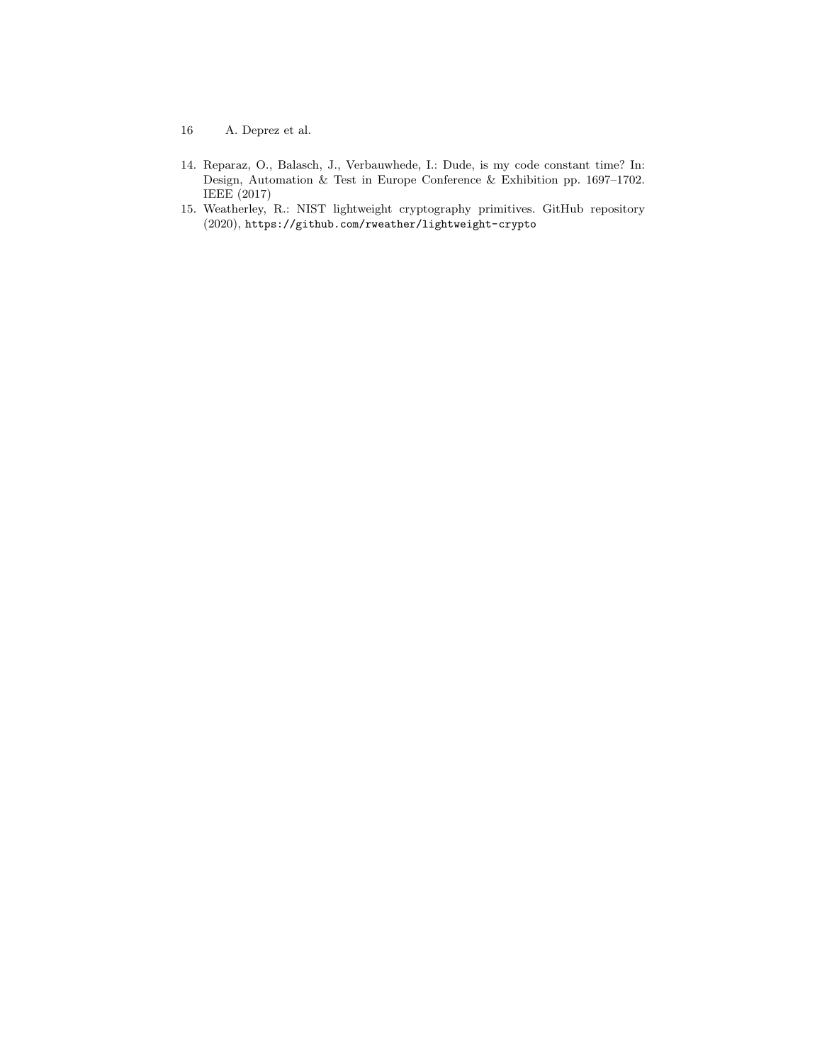14. Reparaz, O., Balasch, J., Verbauwhede, I.: Dude, is my code constant time? In: Design, Automation & Test in Europe Conference & Exhibition pp. 1697–1702. IEEE (2017)
15. Weatherley, R.: NIST lightweight cryptography primitives. GitHub repository (2020), `https://github.com/rweather/lightweight-crypto`